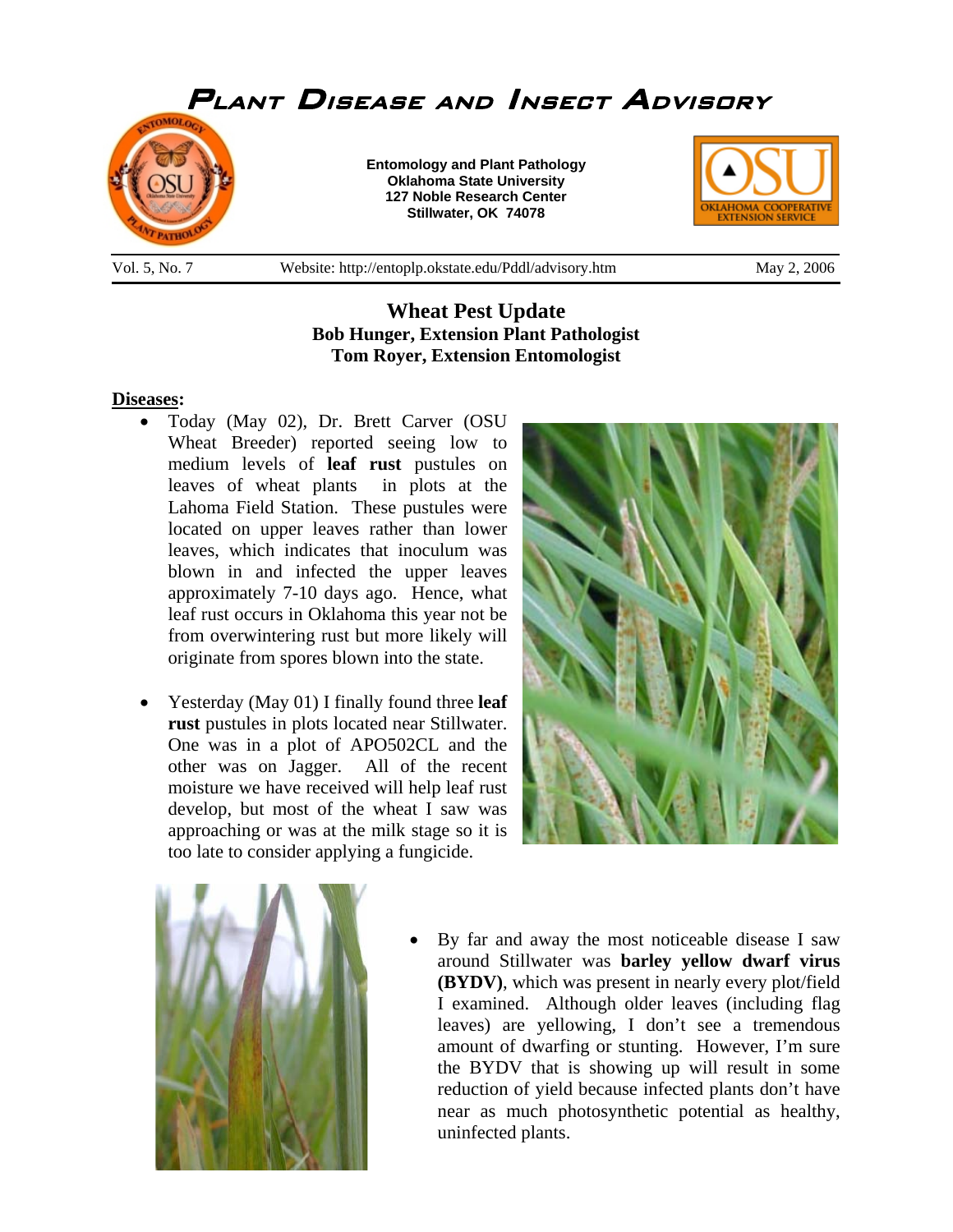# Plant Disease and Insect Advisory

**Entomology and Plant Pathology**
**Oklahoma State University**
**127 Noble Research Center**
**Stillwater, OK 74078**

Vol. 5, No. 7 — Website: http://entoplp.okstate.edu/Pddl/advisory.htm — May 2, 2006

## Wheat Pest Update

**Bob Hunger, Extension Plant Pathologist**
**Tom Royer, Extension Entomologist**

### Diseases:

- Today (May 02), Dr. Brett Carver (OSU Wheat Breeder) reported seeing low to medium levels of **leaf rust** pustules on leaves of wheat plants in plots at the Lahoma Field Station. These pustules were located on upper leaves rather than lower leaves, which indicates that inoculum was blown in and infected the upper leaves approximately 7-10 days ago. Hence, what leaf rust occurs in Oklahoma this year not be from overwintering rust but more likely will originate from spores blown into the state.

- Yesterday (May 01) I finally found three **leaf rust** pustules in plots located near Stillwater. One was in a plot of APO502CL and the other was on Jagger. All of the recent moisture we have received will help leaf rust develop, but most of the wheat I saw was approaching or was at the milk stage so it is too late to consider applying a fungicide.

- By far and away the most noticeable disease I saw around Stillwater was **barley yellow dwarf virus (BYDV)**, which was present in nearly every plot/field I examined. Although older leaves (including flag leaves) are yellowing, I don't see a tremendous amount of dwarfing or stunting. However, I'm sure the BYDV that is showing up will result in some reduction of yield because infected plants don't have near as much photosynthetic potential as healthy, uninfected plants.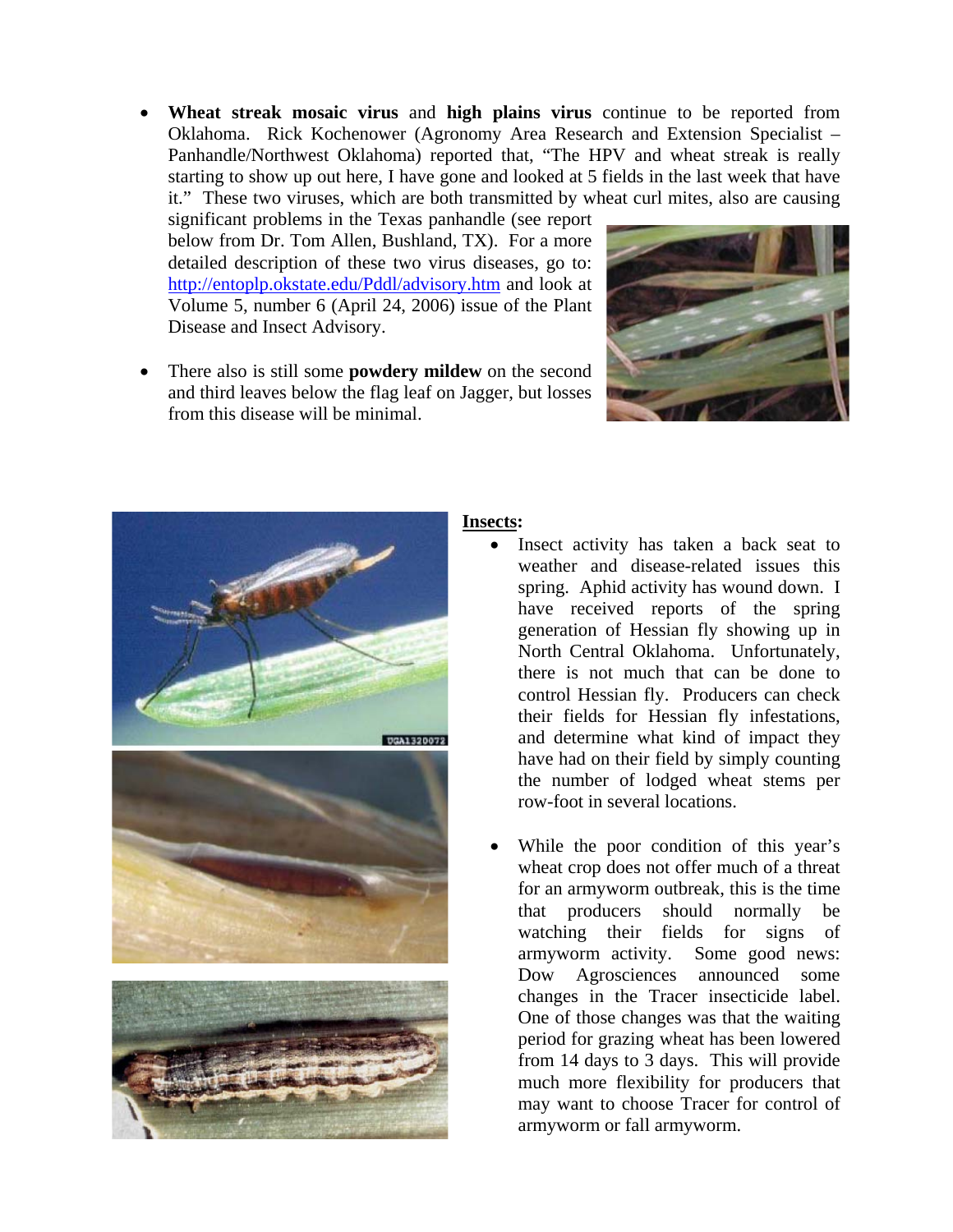- **Wheat streak mosaic virus** and **high plains virus** continue to be reported from Oklahoma. Rick Kochenower (Agronomy Area Research and Extension Specialist – Panhandle/Northwest Oklahoma) reported that, "The HPV and wheat streak is really starting to show up out here, I have gone and looked at 5 fields in the last week that have it." These two viruses, which are both transmitted by wheat curl mites, also are causing significant problems in the Texas panhandle (see report below from Dr. Tom Allen, Bushland, TX). For a more detailed description of these two virus diseases, go to: http://entoplp.okstate.edu/Pddl/advisory.htm and look at Volume 5, number 6 (April 24, 2006) issue of the Plant Disease and Insect Advisory.

- There also is still some **powdery mildew** on the second and third leaves below the flag leaf on Jagger, but losses from this disease will be minimal.

**Insects:**

- Insect activity has taken a back seat to weather and disease-related issues this spring. Aphid activity has wound down. I have received reports of the spring generation of Hessian fly showing up in North Central Oklahoma. Unfortunately, there is not much that can be done to control Hessian fly. Producers can check their fields for Hessian fly infestations, and determine what kind of impact they have had on their field by simply counting the number of lodged wheat stems per row-foot in several locations.

- While the poor condition of this year's wheat crop does not offer much of a threat for an armyworm outbreak, this is the time that producers should normally be watching their fields for signs of armyworm activity. Some good news: Dow Agrosciences announced some changes in the Tracer insecticide label. One of those changes was that the waiting period for grazing wheat has been lowered from 14 days to 3 days. This will provide much more flexibility for producers that may want to choose Tracer for control of armyworm or fall armyworm.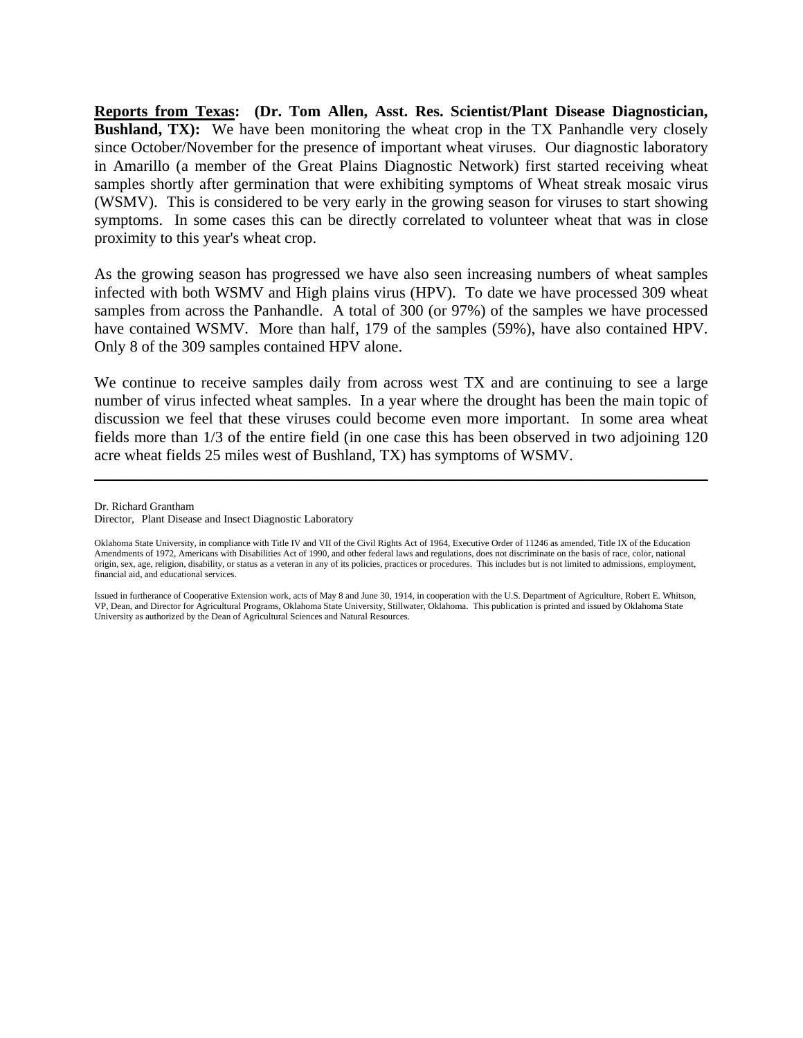**<u>Reports from Texas</u>: (Dr. Tom Allen, Asst. Res. Scientist/Plant Disease Diagnostician, Bushland, TX):** We have been monitoring the wheat crop in the TX Panhandle very closely since October/November for the presence of important wheat viruses. Our diagnostic laboratory in Amarillo (a member of the Great Plains Diagnostic Network) first started receiving wheat samples shortly after germination that were exhibiting symptoms of Wheat streak mosaic virus (WSMV). This is considered to be very early in the growing season for viruses to start showing symptoms. In some cases this can be directly correlated to volunteer wheat that was in close proximity to this year's wheat crop.

As the growing season has progressed we have also seen increasing numbers of wheat samples infected with both WSMV and High plains virus (HPV). To date we have processed 309 wheat samples from across the Panhandle. A total of 300 (or 97%) of the samples we have processed have contained WSMV. More than half, 179 of the samples (59%), have also contained HPV. Only 8 of the 309 samples contained HPV alone.

We continue to receive samples daily from across west TX and are continuing to see a large number of virus infected wheat samples. In a year where the drought has been the main topic of discussion we feel that these viruses could become even more important. In some area wheat fields more than 1/3 of the entire field (in one case this has been observed in two adjoining 120 acre wheat fields 25 miles west of Bushland, TX) has symptoms of WSMV.

---

Dr. Richard Grantham
Director, Plant Disease and Insect Diagnostic Laboratory

Oklahoma State University, in compliance with Title IV and VII of the Civil Rights Act of 1964, Executive Order of 11246 as amended, Title IX of the Education Amendments of 1972, Americans with Disabilities Act of 1990, and other federal laws and regulations, does not discriminate on the basis of race, color, national origin, sex, age, religion, disability, or status as a veteran in any of its policies, practices or procedures. This includes but is not limited to admissions, employment, financial aid, and educational services.

Issued in furtherance of Cooperative Extension work, acts of May 8 and June 30, 1914, in cooperation with the U.S. Department of Agriculture, Robert E. Whitson, VP, Dean, and Director for Agricultural Programs, Oklahoma State University, Stillwater, Oklahoma. This publication is printed and issued by Oklahoma State University as authorized by the Dean of Agricultural Sciences and Natural Resources.